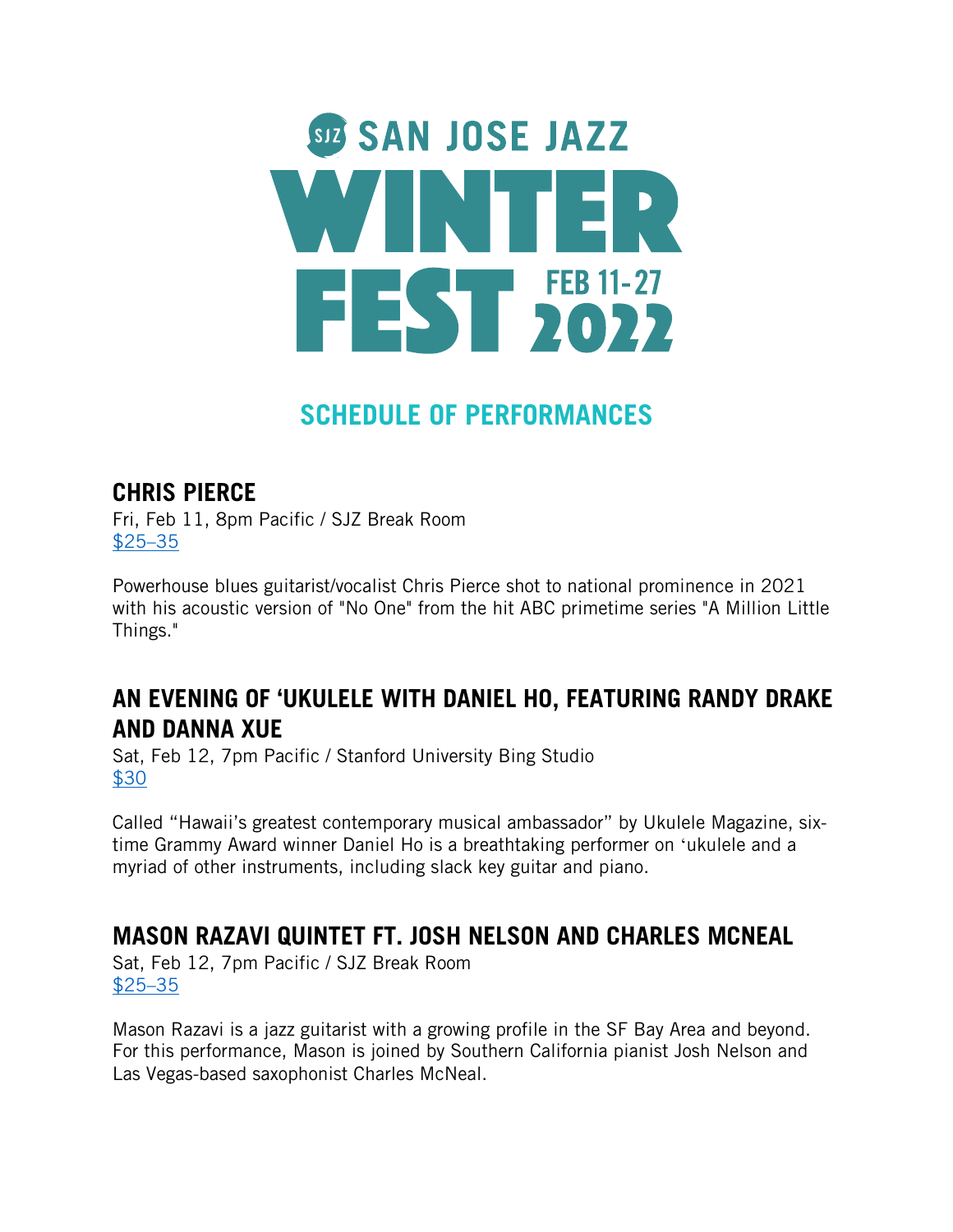# SAN JOSE JAZZ WINTER FEST

FEB 11-27 2022

## SCHEDULE OF PERFORMANCES

### CHRIS PIERCE

Fri, Feb 11, 8pm Pacific / SJZ Break Room
$25–35

Powerhouse blues guitarist/vocalist Chris Pierce shot to national prominence in 2021 with his acoustic version of "No One" from the hit ABC primetime series "A Million Little Things."

### AN EVENING OF ‘UKULELE WITH DANIEL HO, FEATURING RANDY DRAKE AND DANNA XUE

Sat, Feb 12, 7pm Pacific / Stanford University Bing Studio
$30

Called “Hawaii’s greatest contemporary musical ambassador” by Ukulele Magazine, six-time Grammy Award winner Daniel Ho is a breathtaking performer on ‘ukulele and a myriad of other instruments, including slack key guitar and piano.

### MASON RAZAVI QUINTET FT. JOSH NELSON AND CHARLES MCNEAL

Sat, Feb 12, 7pm Pacific / SJZ Break Room
$25–35

Mason Razavi is a jazz guitarist with a growing profile in the SF Bay Area and beyond. For this performance, Mason is joined by Southern California pianist Josh Nelson and Las Vegas-based saxophonist Charles McNeal.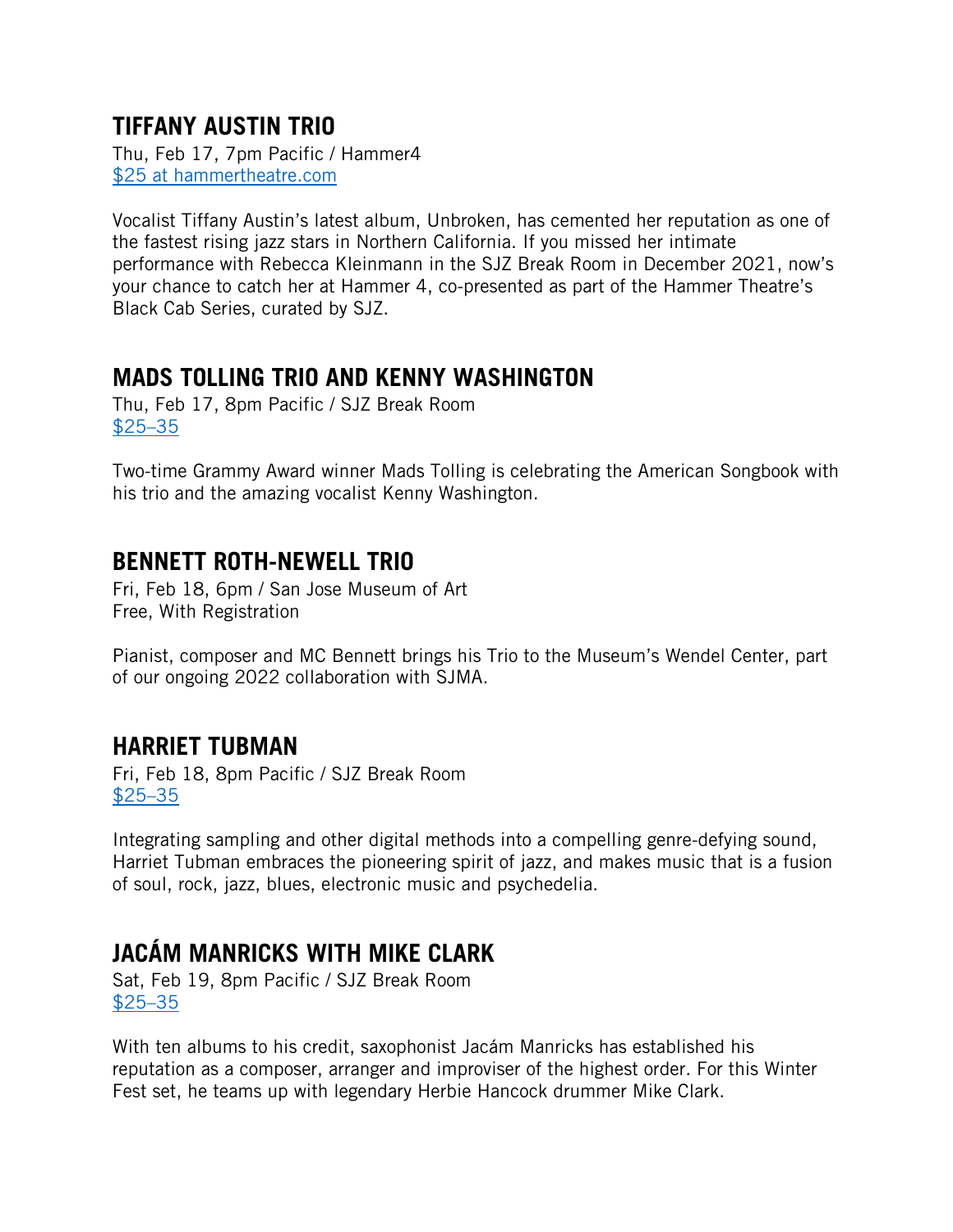## TIFFANY AUSTIN TRIO

Thu, Feb 17, 7pm Pacific / Hammer4
[$25 at hammertheatre.com]

Vocalist Tiffany Austin's latest album, Unbroken, has cemented her reputation as one of the fastest rising jazz stars in Northern California. If you missed her intimate performance with Rebecca Kleinmann in the SJZ Break Room in December 2021, now's your chance to catch her at Hammer 4, co-presented as part of the Hammer Theatre's Black Cab Series, curated by SJZ.

## MADS TOLLING TRIO AND KENNY WASHINGTON

Thu, Feb 17, 8pm Pacific / SJZ Break Room
[$25–35]

Two-time Grammy Award winner Mads Tolling is celebrating the American Songbook with his trio and the amazing vocalist Kenny Washington.

## BENNETT ROTH-NEWELL TRIO

Fri, Feb 18, 6pm / San Jose Museum of Art
Free, With Registration

Pianist, composer and MC Bennett brings his Trio to the Museum's Wendel Center, part of our ongoing 2022 collaboration with SJMA.

## HARRIET TUBMAN

Fri, Feb 18, 8pm Pacific / SJZ Break Room
[$25–35]

Integrating sampling and other digital methods into a compelling genre-defying sound, Harriet Tubman embraces the pioneering spirit of jazz, and makes music that is a fusion of soul, rock, jazz, blues, electronic music and psychedelia.

## JACÁM MANRICKS WITH MIKE CLARK

Sat, Feb 19, 8pm Pacific / SJZ Break Room
[$25–35]

With ten albums to his credit, saxophonist Jacám Manricks has established his reputation as a composer, arranger and improviser of the highest order. For this Winter Fest set, he teams up with legendary Herbie Hancock drummer Mike Clark.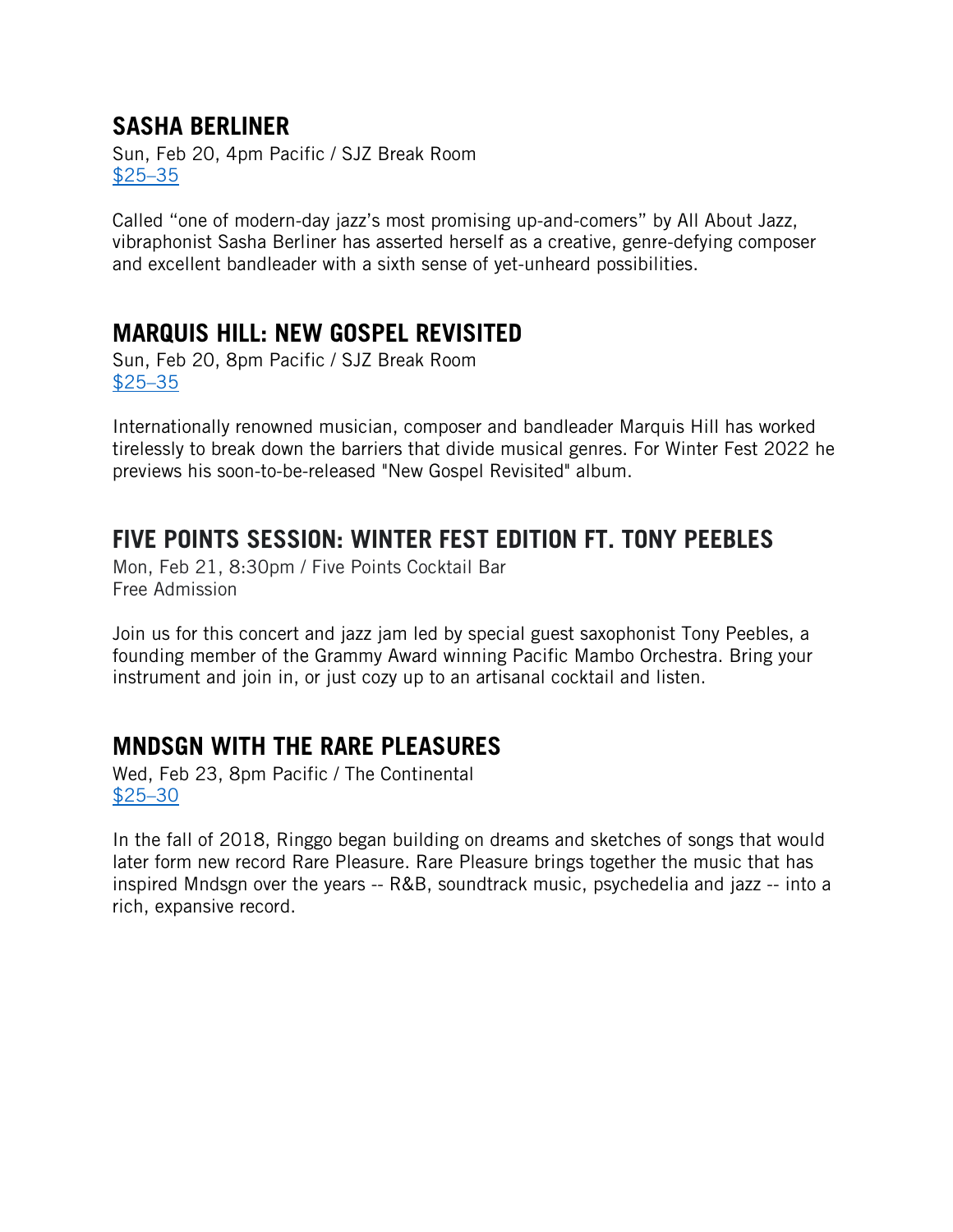## SASHA BERLINER

Sun, Feb 20, 4pm Pacific / SJZ Break Room
$25–35

Called "one of modern-day jazz's most promising up-and-comers" by All About Jazz, vibraphonist Sasha Berliner has asserted herself as a creative, genre-defying composer and excellent bandleader with a sixth sense of yet-unheard possibilities.

## MARQUIS HILL: NEW GOSPEL REVISITED

Sun, Feb 20, 8pm Pacific / SJZ Break Room
$25–35

Internationally renowned musician, composer and bandleader Marquis Hill has worked tirelessly to break down the barriers that divide musical genres. For Winter Fest 2022 he previews his soon-to-be-released "New Gospel Revisited" album.

## FIVE POINTS SESSION: WINTER FEST EDITION FT. TONY PEEBLES

Mon, Feb 21, 8:30pm / Five Points Cocktail Bar
Free Admission

Join us for this concert and jazz jam led by special guest saxophonist Tony Peebles, a founding member of the Grammy Award winning Pacific Mambo Orchestra. Bring your instrument and join in, or just cozy up to an artisanal cocktail and listen.

## MNDSGN WITH THE RARE PLEASURES

Wed, Feb 23, 8pm Pacific / The Continental
$25–30

In the fall of 2018, Ringgo began building on dreams and sketches of songs that would later form new record Rare Pleasure. Rare Pleasure brings together the music that has inspired Mndsgn over the years -- R&B, soundtrack music, psychedelia and jazz -- into a rich, expansive record.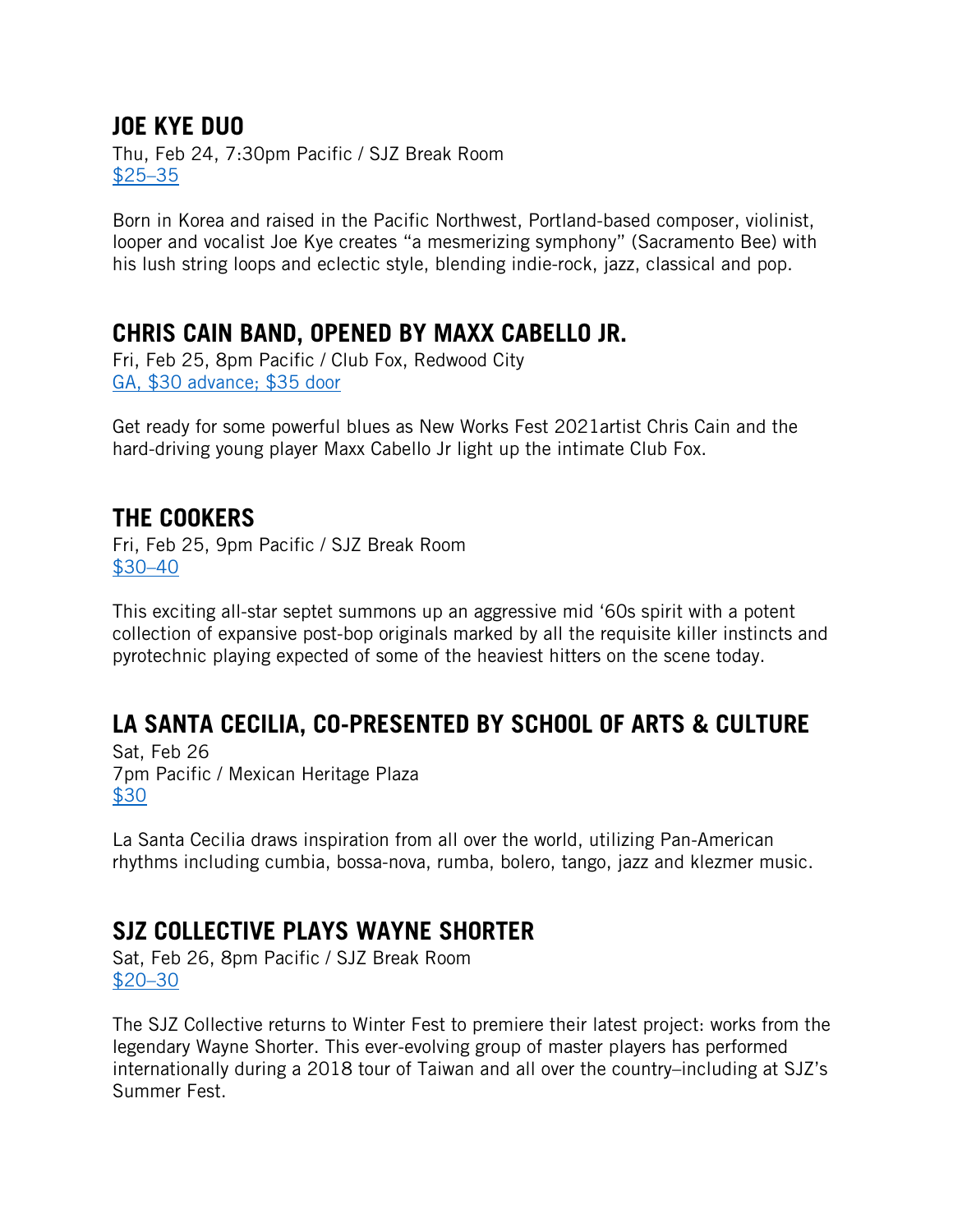## JOE KYE DUO

Thu, Feb 24, 7:30pm Pacific / SJZ Break Room
$25–35

Born in Korea and raised in the Pacific Northwest, Portland-based composer, violinist, looper and vocalist Joe Kye creates "a mesmerizing symphony" (Sacramento Bee) with his lush string loops and eclectic style, blending indie-rock, jazz, classical and pop.

## CHRIS CAIN BAND, OPENED BY MAXX CABELLO JR.

Fri, Feb 25, 8pm Pacific / Club Fox, Redwood City
GA, $30 advance; $35 door

Get ready for some powerful blues as New Works Fest 2021artist Chris Cain and the hard-driving young player Maxx Cabello Jr light up the intimate Club Fox.

## THE COOKERS

Fri, Feb 25, 9pm Pacific / SJZ Break Room
$30–40

This exciting all-star septet summons up an aggressive mid '60s spirit with a potent collection of expansive post-bop originals marked by all the requisite killer instincts and pyrotechnic playing expected of some of the heaviest hitters on the scene today.

## LA SANTA CECILIA, CO-PRESENTED BY SCHOOL OF ARTS & CULTURE

Sat, Feb 26
7pm Pacific / Mexican Heritage Plaza
$30

La Santa Cecilia draws inspiration from all over the world, utilizing Pan-American rhythms including cumbia, bossa-nova, rumba, bolero, tango, jazz and klezmer music.

## SJZ COLLECTIVE PLAYS WAYNE SHORTER

Sat, Feb 26, 8pm Pacific / SJZ Break Room
$20–30

The SJZ Collective returns to Winter Fest to premiere their latest project: works from the legendary Wayne Shorter. This ever-evolving group of master players has performed internationally during a 2018 tour of Taiwan and all over the country–including at SJZ's Summer Fest.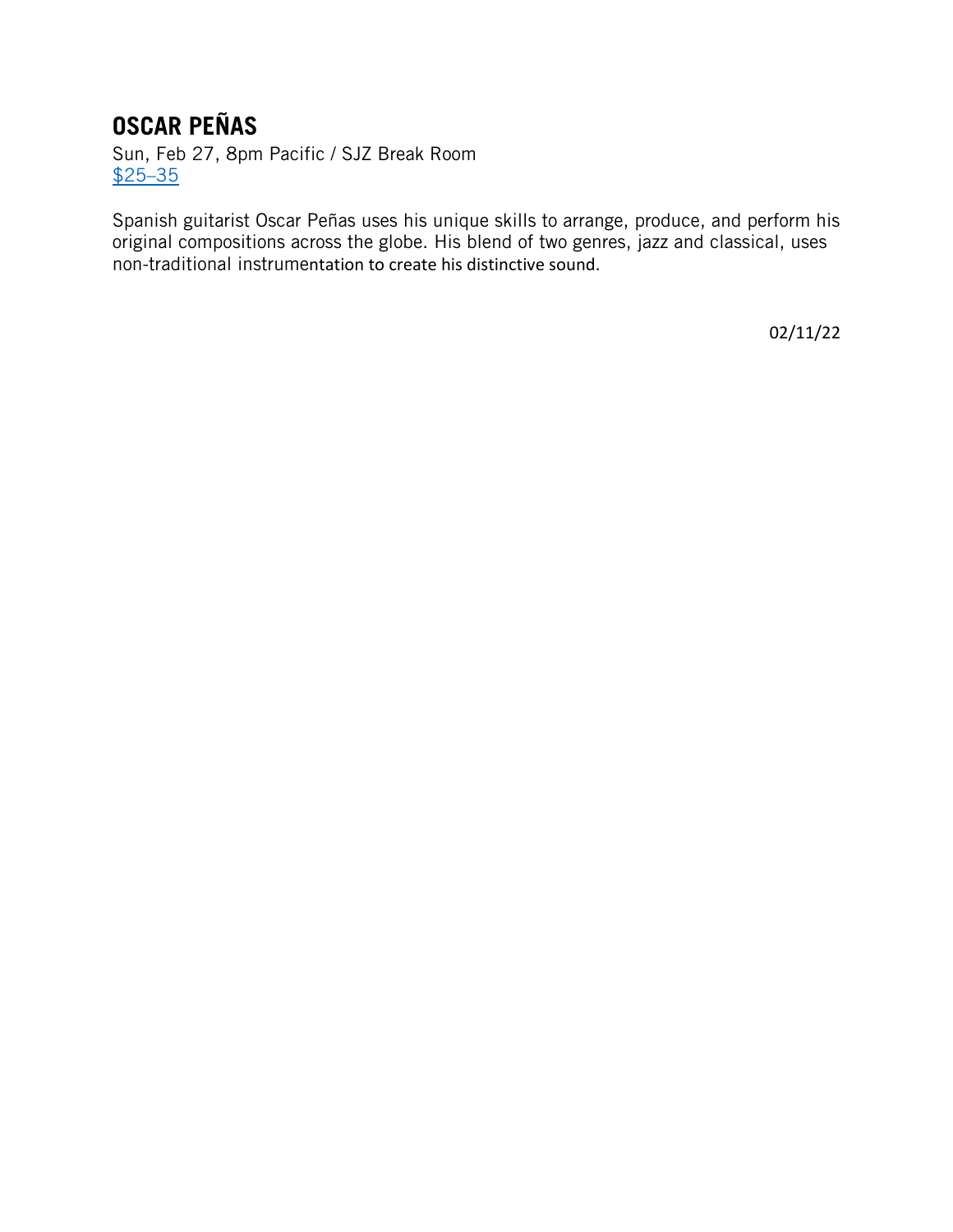## OSCAR PEÑAS

Sun, Feb 27, 8pm Pacific / SJZ Break Room
$25–35

Spanish guitarist Oscar Peñas uses his unique skills to arrange, produce, and perform his original compositions across the globe. His blend of two genres, jazz and classical, uses non-traditional instrumentation to create his distinctive sound.

02/11/22